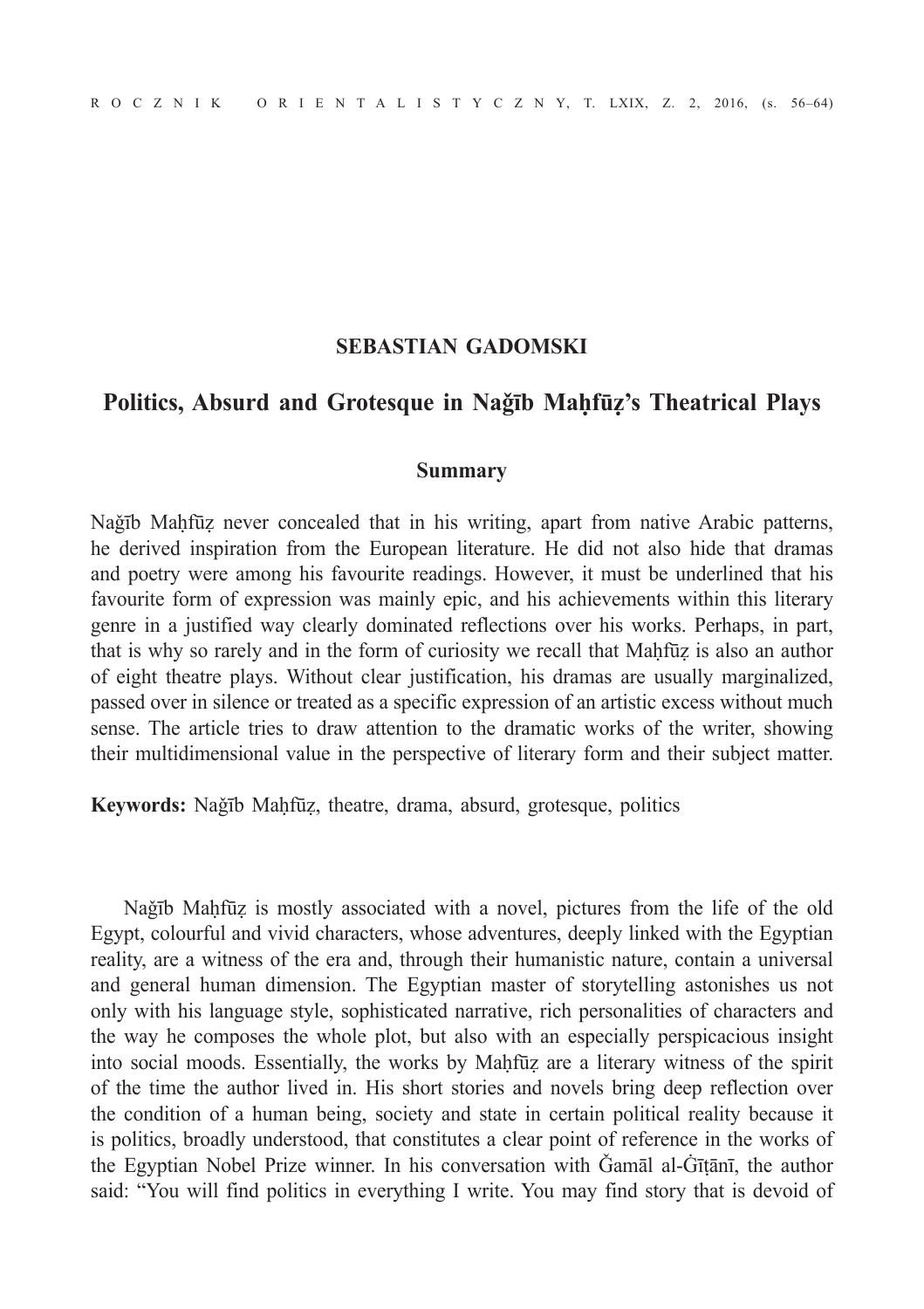**SEBASTIAN GADOMSKI**

# Politics, Absurd and Grotesque in Naǧīb Maḥfūẓ's Theatrical Plays

## Summary

Naǧīb Maḥfūẓ never concealed that in his writing, apart from native Arabic patterns, he derived inspiration from the European literature. He did not also hide that dramas and poetry were among his favourite readings. However, it must be underlined that his favourite form of expression was mainly epic, and his achievements within this literary genre in a justified way clearly dominated reflections over his works. Perhaps, in part, that is why so rarely and in the form of curiosity we recall that Maḥfūẓ is also an author of eight theatre plays. Without clear justification, his dramas are usually marginalized, passed over in silence or treated as a specific expression of an artistic excess without much sense. The article tries to draw attention to the dramatic works of the writer, showing their multidimensional value in the perspective of literary form and their subject matter.

**Keywords:** Naǧīb Maḥfūẓ, theatre, drama, absurd, grotesque, politics

Naǧīb Maḥfūẓ is mostly associated with a novel, pictures from the life of the old Egypt, colourful and vivid characters, whose adventures, deeply linked with the Egyptian reality, are a witness of the era and, through their humanistic nature, contain a universal and general human dimension. The Egyptian master of storytelling astonishes us not only with his language style, sophisticated narrative, rich personalities of characters and the way he composes the whole plot, but also with an especially perspicacious insight into social moods. Essentially, the works by Maḥfūẓ are a literary witness of the spirit of the time the author lived in. His short stories and novels bring deep reflection over the condition of a human being, society and state in certain political reality because it is politics, broadly understood, that constitutes a clear point of reference in the works of the Egyptian Nobel Prize winner. In his conversation with Ǧamāl al-Ġīṭānī, the author said: "You will find politics in everything I write. You may find story that is devoid of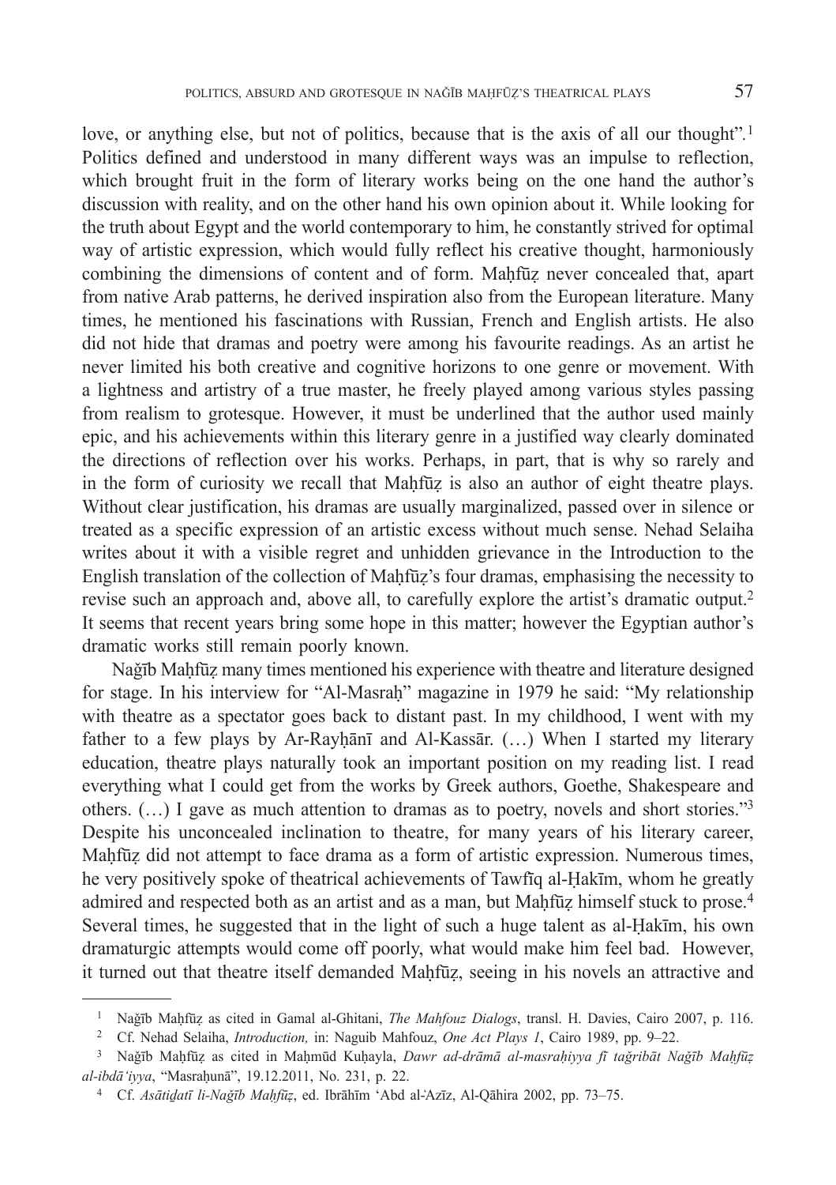love, or anything else, but not of politics, because that is the axis of all our thought".[1] Politics defined and understood in many different ways was an impulse to reflection, which brought fruit in the form of literary works being on the one hand the author's discussion with reality, and on the other hand his own opinion about it. While looking for the truth about Egypt and the world contemporary to him, he constantly strived for optimal way of artistic expression, which would fully reflect his creative thought, harmoniously combining the dimensions of content and of form. Maḥfūẓ never concealed that, apart from native Arab patterns, he derived inspiration also from the European literature. Many times, he mentioned his fascinations with Russian, French and English artists. He also did not hide that dramas and poetry were among his favourite readings. As an artist he never limited his both creative and cognitive horizons to one genre or movement. With a lightness and artistry of a true master, he freely played among various styles passing from realism to grotesque. However, it must be underlined that the author used mainly epic, and his achievements within this literary genre in a justified way clearly dominated the directions of reflection over his works. Perhaps, in part, that is why so rarely and in the form of curiosity we recall that Maḥfūẓ is also an author of eight theatre plays. Without clear justification, his dramas are usually marginalized, passed over in silence or treated as a specific expression of an artistic excess without much sense. Nehad Selaiha writes about it with a visible regret and unhidden grievance in the Introduction to the English translation of the collection of Maḥfūẓ's four dramas, emphasising the necessity to revise such an approach and, above all, to carefully explore the artist's dramatic output.[2] It seems that recent years bring some hope in this matter; however the Egyptian author's dramatic works still remain poorly known.

Naǧīb Maḥfūẓ many times mentioned his experience with theatre and literature designed for stage. In his interview for "Al-Masraḥ" magazine in 1979 he said: "My relationship with theatre as a spectator goes back to distant past. In my childhood, I went with my father to a few plays by Ar-Rayḥānī and Al-Kassār. (…) When I started my literary education, theatre plays naturally took an important position on my reading list. I read everything what I could get from the works by Greek authors, Goethe, Shakespeare and others. (…) I gave as much attention to dramas as to poetry, novels and short stories."[3] Despite his unconcealed inclination to theatre, for many years of his literary career, Maḥfūẓ did not attempt to face drama as a form of artistic expression. Numerous times, he very positively spoke of theatrical achievements of Tawfīq al-Ḥakīm, whom he greatly admired and respected both as an artist and as a man, but Maḥfūẓ himself stuck to prose.[4] Several times, he suggested that in the light of such a huge talent as al-Ḥakīm, his own dramaturgic attempts would come off poorly, what would make him feel bad. However, it turned out that theatre itself demanded Maḥfūẓ, seeing in his novels an attractive and

---

[1] Naǧīb Maḥfūẓ as cited in Gamal al-Ghitani, *The Mahfouz Dialogs*, transl. H. Davies, Cairo 2007, p. 116.

[2] Cf. Nehad Selaiha, *Introduction,* in: Naguib Mahfouz, *One Act Plays 1*, Cairo 1989, pp. 9–22.

[3] Naǧīb Maḥfūẓ as cited in Maḥmūd Kuḥayla, *Dawr ad-drāmā al-masraḥiyya fī taǧribāt Naǧīb Maḥfūẓ al-ibdā'iyya*, "Masraḥunā", 19.12.2011, No. 231, p. 22.

[4] Cf. *Asātiḏatī li-Naǧīb Maḥfūẓ*, ed. Ibrāhīm 'Abd al-'Azīz, Al-Qāhira 2002, pp. 73–75.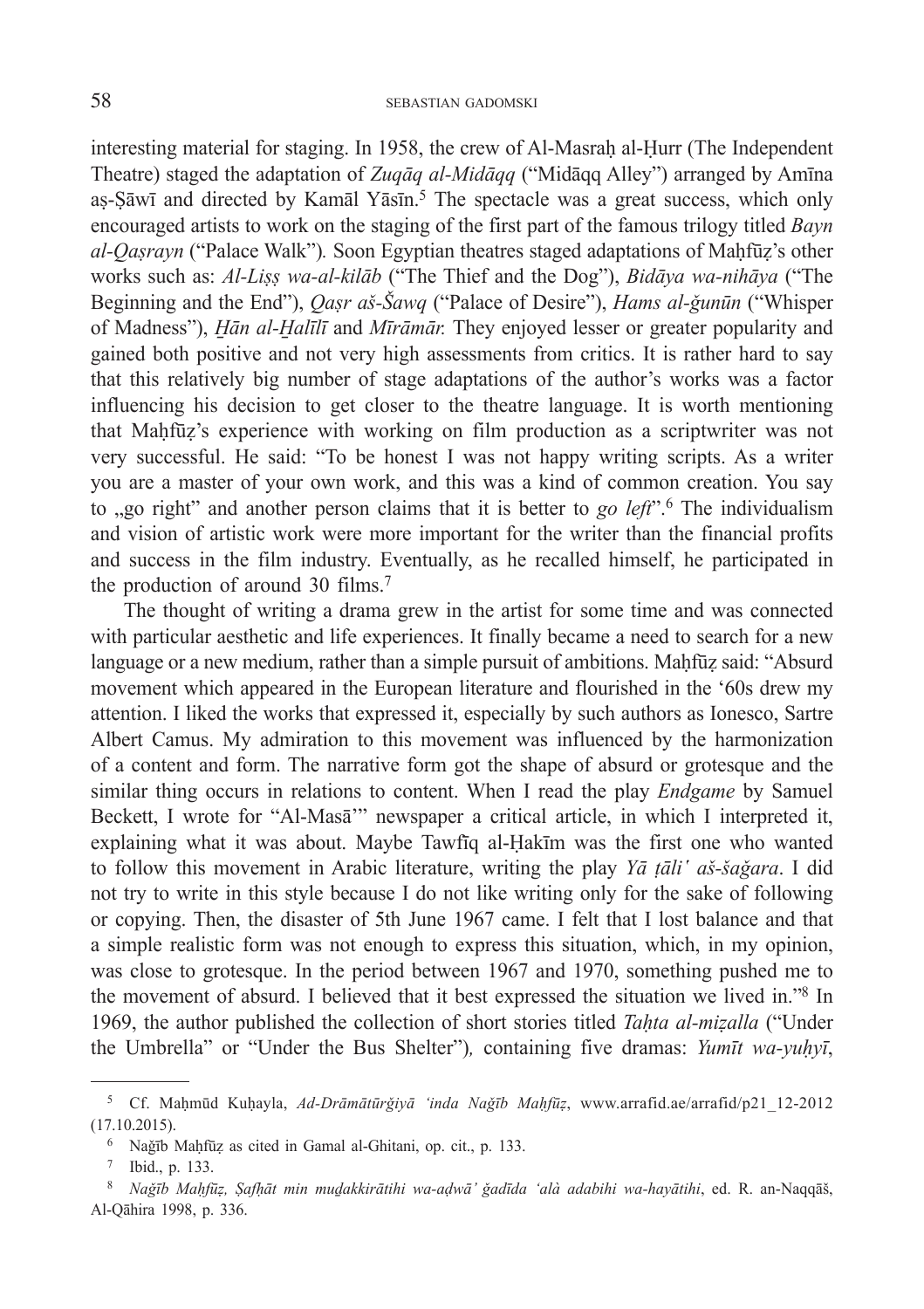interesting material for staging. In 1958, the crew of Al-Masraḥ al-Ḥurr (The Independent Theatre) staged the adaptation of *Zuqāq al-Midāqq* ("Midāqq Alley") arranged by Amīna aṣ-Ṣāwī and directed by Kamāl Yāsīn.[5] The spectacle was a great success, which only encouraged artists to work on the staging of the first part of the famous trilogy titled *Bayn al-Qaṣrayn* ("Palace Walk")*.* Soon Egyptian theatres staged adaptations of Maḥfūẓ's other works such as: *Al-Liṣṣ wa-al-kilāb* ("The Thief and the Dog"), *Bidāya wa-nihāya* ("The Beginning and the End"), *Qaṣr aš-Šawq* ("Palace of Desire"), *Hams al-ǧunūn* ("Whisper of Madness"), *Ḫān al-Ḫalīlī* and *Mīrāmār.* They enjoyed lesser or greater popularity and gained both positive and not very high assessments from critics. It is rather hard to say that this relatively big number of stage adaptations of the author's works was a factor influencing his decision to get closer to the theatre language. It is worth mentioning that Maḥfūẓ's experience with working on film production as a scriptwriter was not very successful. He said: "To be honest I was not happy writing scripts. As a writer you are a master of your own work, and this was a kind of common creation. You say to „go right" and another person claims that it is better to *go left*".[6] The individualism and vision of artistic work were more important for the writer than the financial profits and success in the film industry. Eventually, as he recalled himself, he participated in the production of around 30 films.[7]

The thought of writing a drama grew in the artist for some time and was connected with particular aesthetic and life experiences. It finally became a need to search for a new language or a new medium, rather than a simple pursuit of ambitions. Maḥfūẓ said: "Absurd movement which appeared in the European literature and flourished in the '60s drew my attention. I liked the works that expressed it, especially by such authors as Ionesco, Sartre Albert Camus. My admiration to this movement was influenced by the harmonization of a content and form. The narrative form got the shape of absurd or grotesque and the similar thing occurs in relations to content. When I read the play *Endgame* by Samuel Beckett, I wrote for "Al-Masā'" newspaper a critical article, in which I interpreted it, explaining what it was about. Maybe Tawfīq al-Ḥakīm was the first one who wanted to follow this movement in Arabic literature, writing the play *Yā ṭāliʿ aš-šaǧara*. I did not try to write in this style because I do not like writing only for the sake of following or copying. Then, the disaster of 5th June 1967 came. I felt that I lost balance and that a simple realistic form was not enough to express this situation, which, in my opinion, was close to grotesque. In the period between 1967 and 1970, something pushed me to the movement of absurd. I believed that it best expressed the situation we lived in."[8] In 1969, the author published the collection of short stories titled *Taḥta al-miẓalla* ("Under the Umbrella" or "Under the Bus Shelter")*,* containing five dramas: *Yumīt wa-yuḥyī*,

---

[5] Cf. Maḥmūd Kuḥayla, *Ad-Drāmātūrǧiyā 'inda Naǧīb Maḥfūẓ*, www.arrafid.ae/arrafid/p21_12-2012 (17.10.2015).

[6] Naǧīb Maḥfūẓ as cited in Gamal al-Ghitani, op. cit., p. 133.

[7] Ibid., p. 133.

[8] *Naǧīb Maḥfūẓ, Ṣafḥāt min muḏakkirātihi wa-aḍwā' ǧadīda 'alà adabihi wa-hayātihi*, ed. R. an-Naqqāš, Al-Qāhira 1998, p. 336.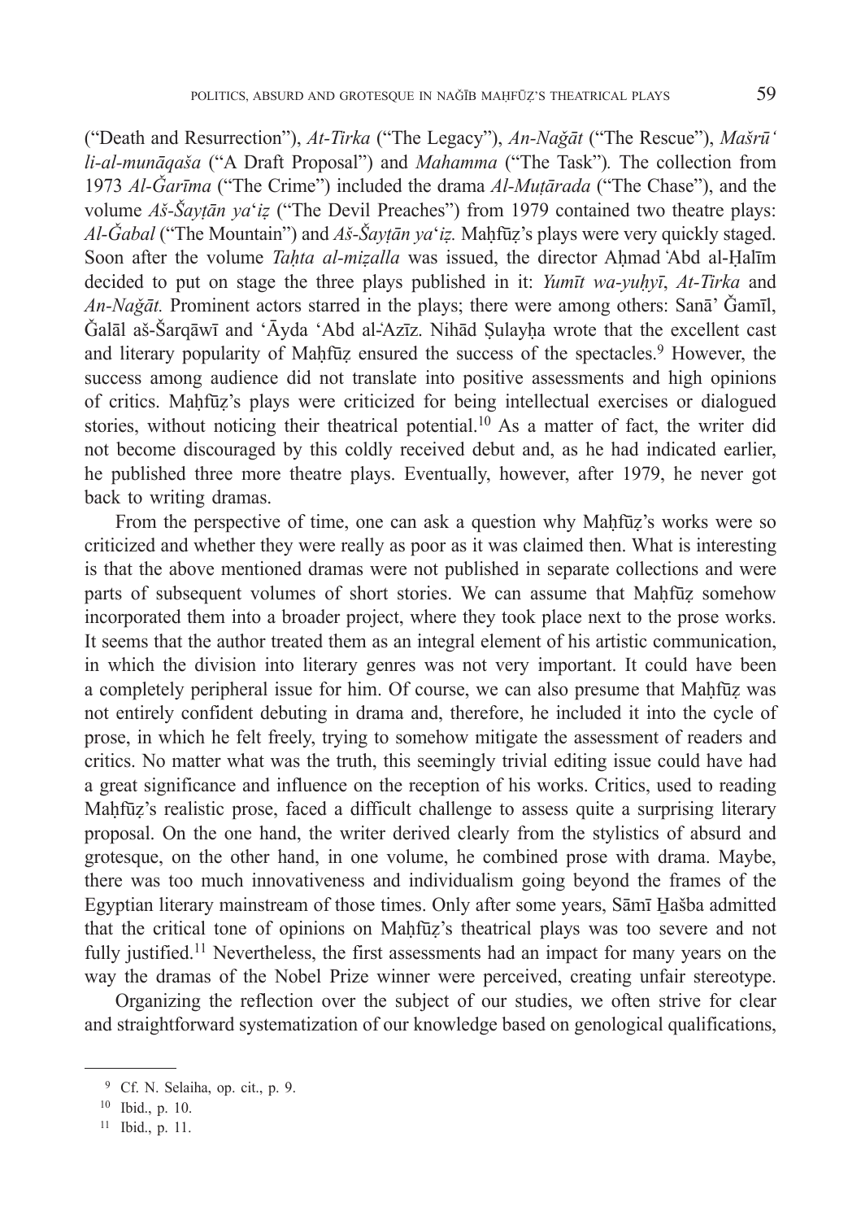("Death and Resurrection"), *At-Tirka* ("The Legacy"), *An-Naǧāt* ("The Rescue"), *Mašrūʻ li-al-munāqaša* ("A Draft Proposal") and *Mahamma* ("The Task"). The collection from 1973 *Al-Ǧarīma* ("The Crime") included the drama *Al-Muṭārada* ("The Chase"), and the volume *Aš-Šayṭān yaʻiẓ* ("The Devil Preaches") from 1979 contained two theatre plays: *Al-Ǧabal* ("The Mountain") and *Aš-Šayṭān yaʻiẓ*. Maḥfūẓ's plays were very quickly staged. Soon after the volume *Taḥta al-miẓalla* was issued, the director Aḥmad ʻAbd al-Ḥalīm decided to put on stage the three plays published in it: *Yumīt wa-yuḥyī*, *At-Tirka* and *An-Naǧāt*. Prominent actors starred in the plays; there were among others: Sanāʼ Ǧamīl, Ǧalāl aš-Šarqāwī and ʻĀyda ʻAbd al-ʻAzīz. Nihād Ṣulayḥa wrote that the excellent cast and literary popularity of Maḥfūẓ ensured the success of the spectacles.[9] However, the success among audience did not translate into positive assessments and high opinions of critics. Maḥfūẓ's plays were criticized for being intellectual exercises or dialogued stories, without noticing their theatrical potential.[10] As a matter of fact, the writer did not become discouraged by this coldly received debut and, as he had indicated earlier, he published three more theatre plays. Eventually, however, after 1979, he never got back to writing dramas.

From the perspective of time, one can ask a question why Maḥfūẓ's works were so criticized and whether they were really as poor as it was claimed then. What is interesting is that the above mentioned dramas were not published in separate collections and were parts of subsequent volumes of short stories. We can assume that Maḥfūẓ somehow incorporated them into a broader project, where they took place next to the prose works. It seems that the author treated them as an integral element of his artistic communication, in which the division into literary genres was not very important. It could have been a completely peripheral issue for him. Of course, we can also presume that Maḥfūẓ was not entirely confident debuting in drama and, therefore, he included it into the cycle of prose, in which he felt freely, trying to somehow mitigate the assessment of readers and critics. No matter what was the truth, this seemingly trivial editing issue could have had a great significance and influence on the reception of his works. Critics, used to reading Maḥfūẓ's realistic prose, faced a difficult challenge to assess quite a surprising literary proposal. On the one hand, the writer derived clearly from the stylistics of absurd and grotesque, on the other hand, in one volume, he combined prose with drama. Maybe, there was too much innovativeness and individualism going beyond the frames of the Egyptian literary mainstream of those times. Only after some years, Sāmī Ḫašba admitted that the critical tone of opinions on Maḥfūẓ's theatrical plays was too severe and not fully justified.[11] Nevertheless, the first assessments had an impact for many years on the way the dramas of the Nobel Prize winner were perceived, creating unfair stereotype.

Organizing the reflection over the subject of our studies, we often strive for clear and straightforward systematization of our knowledge based on genological qualifications,

---

[9] Cf. N. Selaiha, op. cit., p. 9.

[10] Ibid., p. 10.

[11] Ibid., p. 11.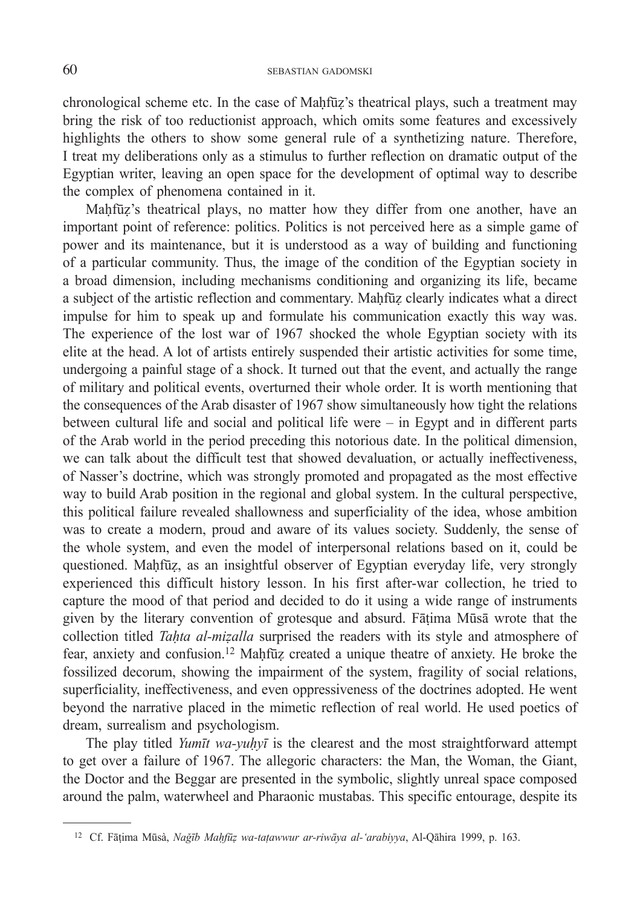chronological scheme etc. In the case of Maḥfūẓ's theatrical plays, such a treatment may bring the risk of too reductionist approach, which omits some features and excessively highlights the others to show some general rule of a synthetizing nature. Therefore, I treat my deliberations only as a stimulus to further reflection on dramatic output of the Egyptian writer, leaving an open space for the development of optimal way to describe the complex of phenomena contained in it.

Maḥfūẓ's theatrical plays, no matter how they differ from one another, have an important point of reference: politics. Politics is not perceived here as a simple game of power and its maintenance, but it is understood as a way of building and functioning of a particular community. Thus, the image of the condition of the Egyptian society in a broad dimension, including mechanisms conditioning and organizing its life, became a subject of the artistic reflection and commentary. Maḥfūẓ clearly indicates what a direct impulse for him to speak up and formulate his communication exactly this way was. The experience of the lost war of 1967 shocked the whole Egyptian society with its elite at the head. A lot of artists entirely suspended their artistic activities for some time, undergoing a painful stage of a shock. It turned out that the event, and actually the range of military and political events, overturned their whole order. It is worth mentioning that the consequences of the Arab disaster of 1967 show simultaneously how tight the relations between cultural life and social and political life were – in Egypt and in different parts of the Arab world in the period preceding this notorious date. In the political dimension, we can talk about the difficult test that showed devaluation, or actually ineffectiveness, of Nasser's doctrine, which was strongly promoted and propagated as the most effective way to build Arab position in the regional and global system. In the cultural perspective, this political failure revealed shallowness and superficiality of the idea, whose ambition was to create a modern, proud and aware of its values society. Suddenly, the sense of the whole system, and even the model of interpersonal relations based on it, could be questioned. Maḥfūẓ, as an insightful observer of Egyptian everyday life, very strongly experienced this difficult history lesson. In his first after-war collection, he tried to capture the mood of that period and decided to do it using a wide range of instruments given by the literary convention of grotesque and absurd. Fāṭima Mūsā wrote that the collection titled *Taḥta al-miẓalla* surprised the readers with its style and atmosphere of fear, anxiety and confusion.[12] Maḥfūẓ created a unique theatre of anxiety. He broke the fossilized decorum, showing the impairment of the system, fragility of social relations, superficiality, ineffectiveness, and even oppressiveness of the doctrines adopted. He went beyond the narrative placed in the mimetic reflection of real world. He used poetics of dream, surrealism and psychologism.

The play titled *Yumīt wa-yuḥyī* is the clearest and the most straightforward attempt to get over a failure of 1967. The allegoric characters: the Man, the Woman, the Giant, the Doctor and the Beggar are presented in the symbolic, slightly unreal space composed around the palm, waterwheel and Pharaonic mustabas. This specific entourage, despite its

---

[12] Cf. Fāṭima Mūsà, *Naǧīb Maḥfūẓ wa-taṭawwur ar-riwāya al-ʿarabiyya*, Al-Qāhira 1999, p. 163.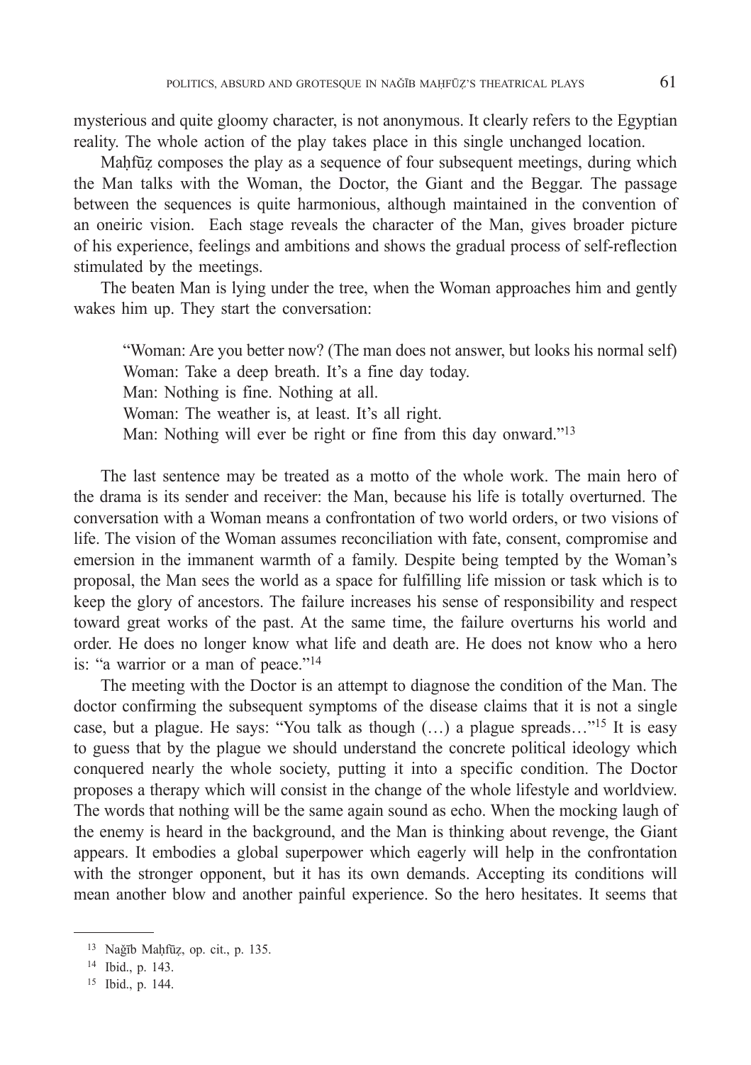mysterious and quite gloomy character, is not anonymous. It clearly refers to the Egyptian reality. The whole action of the play takes place in this single unchanged location.

Maḥfūẓ composes the play as a sequence of four subsequent meetings, during which the Man talks with the Woman, the Doctor, the Giant and the Beggar. The passage between the sequences is quite harmonious, although maintained in the convention of an oneiric vision. Each stage reveals the character of the Man, gives broader picture of his experience, feelings and ambitions and shows the gradual process of self-reflection stimulated by the meetings.

The beaten Man is lying under the tree, when the Woman approaches him and gently wakes him up. They start the conversation:

> "Woman: Are you better now? (The man does not answer, but looks his normal self)
> Woman: Take a deep breath. It's a fine day today.
> Man: Nothing is fine. Nothing at all.
> Woman: The weather is, at least. It's all right.
> Man: Nothing will ever be right or fine from this day onward."[13]

The last sentence may be treated as a motto of the whole work. The main hero of the drama is its sender and receiver: the Man, because his life is totally overturned. The conversation with a Woman means a confrontation of two world orders, or two visions of life. The vision of the Woman assumes reconciliation with fate, consent, compromise and emersion in the immanent warmth of a family. Despite being tempted by the Woman's proposal, the Man sees the world as a space for fulfilling life mission or task which is to keep the glory of ancestors. The failure increases his sense of responsibility and respect toward great works of the past. At the same time, the failure overturns his world and order. He does no longer know what life and death are. He does not know who a hero is: "a warrior or a man of peace."[14]

The meeting with the Doctor is an attempt to diagnose the condition of the Man. The doctor confirming the subsequent symptoms of the disease claims that it is not a single case, but a plague. He says: "You talk as though (…) a plague spreads…"[15] It is easy to guess that by the plague we should understand the concrete political ideology which conquered nearly the whole society, putting it into a specific condition. The Doctor proposes a therapy which will consist in the change of the whole lifestyle and worldview. The words that nothing will be the same again sound as echo. When the mocking laugh of the enemy is heard in the background, and the Man is thinking about revenge, the Giant appears. It embodies a global superpower which eagerly will help in the confrontation with the stronger opponent, but it has its own demands. Accepting its conditions will mean another blow and another painful experience. So the hero hesitates. It seems that

---

[13] Nağīb Maḥfūẓ, op. cit., p. 135.

[14] Ibid., p. 143.

[15] Ibid., p. 144.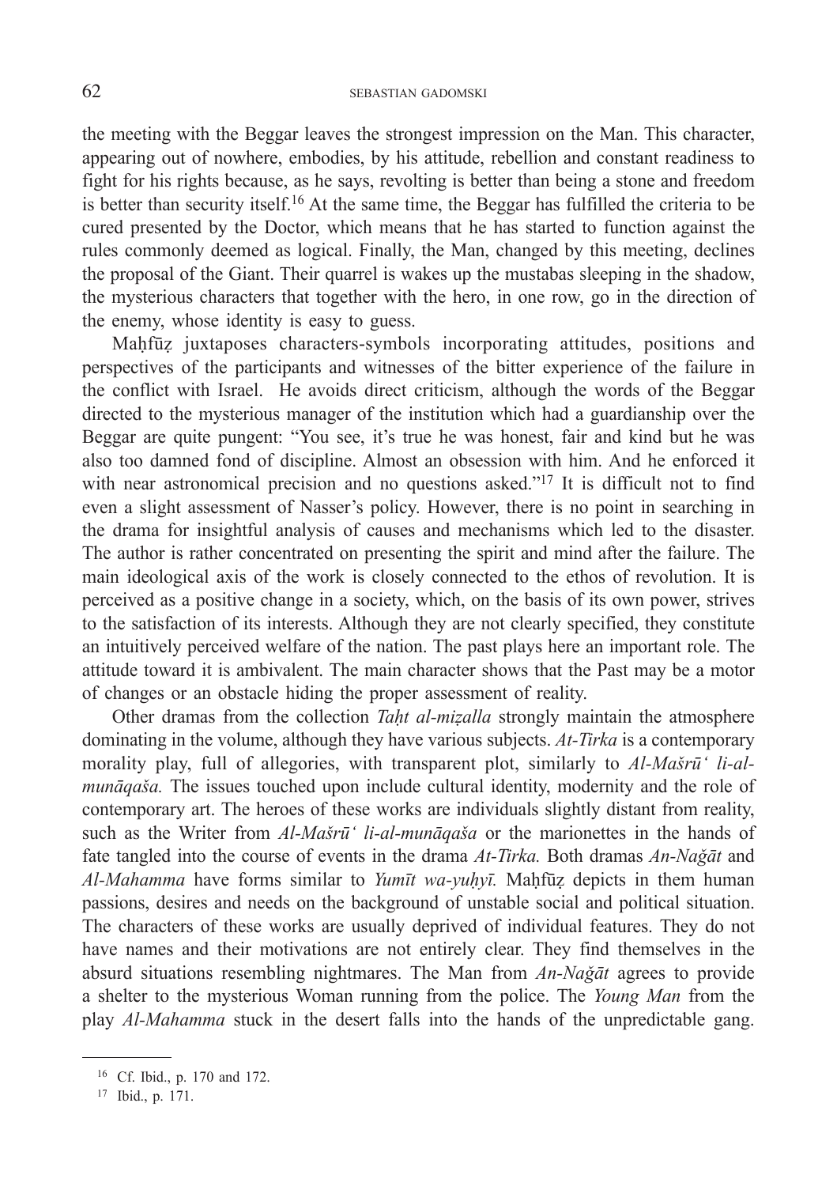the meeting with the Beggar leaves the strongest impression on the Man. This character, appearing out of nowhere, embodies, by his attitude, rebellion and constant readiness to fight for his rights because, as he says, revolting is better than being a stone and freedom is better than security itself.[16] At the same time, the Beggar has fulfilled the criteria to be cured presented by the Doctor, which means that he has started to function against the rules commonly deemed as logical. Finally, the Man, changed by this meeting, declines the proposal of the Giant. Their quarrel is wakes up the mustabas sleeping in the shadow, the mysterious characters that together with the hero, in one row, go in the direction of the enemy, whose identity is easy to guess.

Maḥfūẓ juxtaposes characters-symbols incorporating attitudes, positions and perspectives of the participants and witnesses of the bitter experience of the failure in the conflict with Israel. He avoids direct criticism, although the words of the Beggar directed to the mysterious manager of the institution which had a guardianship over the Beggar are quite pungent: "You see, it's true he was honest, fair and kind but he was also too damned fond of discipline. Almost an obsession with him. And he enforced it with near astronomical precision and no questions asked."[17] It is difficult not to find even a slight assessment of Nasser's policy. However, there is no point in searching in the drama for insightful analysis of causes and mechanisms which led to the disaster. The author is rather concentrated on presenting the spirit and mind after the failure. The main ideological axis of the work is closely connected to the ethos of revolution. It is perceived as a positive change in a society, which, on the basis of its own power, strives to the satisfaction of its interests. Although they are not clearly specified, they constitute an intuitively perceived welfare of the nation. The past plays here an important role. The attitude toward it is ambivalent. The main character shows that the Past may be a motor of changes or an obstacle hiding the proper assessment of reality.

Other dramas from the collection *Taḥt al-miẓalla* strongly maintain the atmosphere dominating in the volume, although they have various subjects. *At-Tirka* is a contemporary morality play, full of allegories, with transparent plot, similarly to *Al-Mašrū' li-al-munāqaša.* The issues touched upon include cultural identity, modernity and the role of contemporary art. The heroes of these works are individuals slightly distant from reality, such as the Writer from *Al-Mašrū' li-al-munāqaša* or the marionettes in the hands of fate tangled into the course of events in the drama *At-Tirka.* Both dramas *An-Nağāt* and *Al-Mahamma* have forms similar to *Yumīt wa-yuḥyī.* Maḥfūẓ depicts in them human passions, desires and needs on the background of unstable social and political situation. The characters of these works are usually deprived of individual features. They do not have names and their motivations are not entirely clear. They find themselves in the absurd situations resembling nightmares. The Man from *An-Nağāt* agrees to provide a shelter to the mysterious Woman running from the police. The *Young Man* from the play *Al-Mahamma* stuck in the desert falls into the hands of the unpredictable gang.

---

[16] Cf. Ibid., p. 170 and 172.

[17] Ibid., p. 171.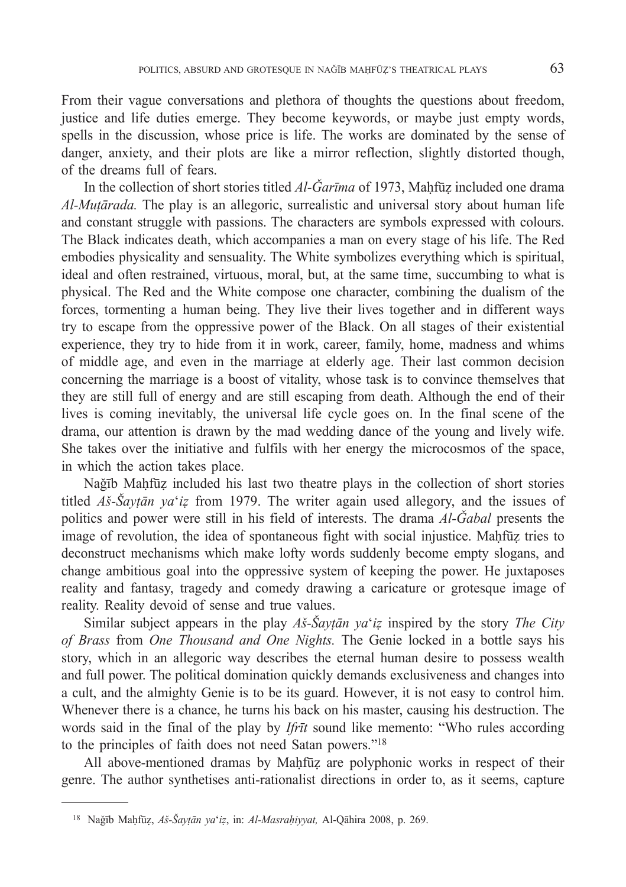From their vague conversations and plethora of thoughts the questions about freedom, justice and life duties emerge. They become keywords, or maybe just empty words, spells in the discussion, whose price is life. The works are dominated by the sense of danger, anxiety, and their plots are like a mirror reflection, slightly distorted though, of the dreams full of fears.

In the collection of short stories titled *Al-Ǧarīma* of 1973, Maḥfūẓ included one drama *Al-Muṭārada.* The play is an allegoric, surrealistic and universal story about human life and constant struggle with passions. The characters are symbols expressed with colours. The Black indicates death, which accompanies a man on every stage of his life. The Red embodies physicality and sensuality. The White symbolizes everything which is spiritual, ideal and often restrained, virtuous, moral, but, at the same time, succumbing to what is physical. The Red and the White compose one character, combining the dualism of the forces, tormenting a human being. They live their lives together and in different ways try to escape from the oppressive power of the Black. On all stages of their existential experience, they try to hide from it in work, career, family, home, madness and whims of middle age, and even in the marriage at elderly age. Their last common decision concerning the marriage is a boost of vitality, whose task is to convince themselves that they are still full of energy and are still escaping from death. Although the end of their lives is coming inevitably, the universal life cycle goes on. In the final scene of the drama, our attention is drawn by the mad wedding dance of the young and lively wife. She takes over the initiative and fulfils with her energy the microcosmos of the space, in which the action takes place.

Naǧīb Maḥfūẓ included his last two theatre plays in the collection of short stories titled *Aš-Šayṭān ya*'*iẓ* from 1979. The writer again used allegory, and the issues of politics and power were still in his field of interests. The drama *Al-Ǧabal* presents the image of revolution, the idea of spontaneous fight with social injustice. Maḥfūẓ tries to deconstruct mechanisms which make lofty words suddenly become empty slogans, and change ambitious goal into the oppressive system of keeping the power. He juxtaposes reality and fantasy, tragedy and comedy drawing a caricature or grotesque image of reality. Reality devoid of sense and true values.

Similar subject appears in the play *Aš-Šayṭān ya*'*iẓ* inspired by the story *The City of Brass* from *One Thousand and One Nights.* The Genie locked in a bottle says his story, which in an allegoric way describes the eternal human desire to possess wealth and full power. The political domination quickly demands exclusiveness and changes into a cult, and the almighty Genie is to be its guard. However, it is not easy to control him. Whenever there is a chance, he turns his back on his master, causing his destruction. The words said in the final of the play by *Ifrīt* sound like memento: "Who rules according to the principles of faith does not need Satan powers."[18]

All above-mentioned dramas by Maḥfūẓ are polyphonic works in respect of their genre. The author synthetises anti-rationalist directions in order to, as it seems, capture

---

[18] Naǧīb Maḥfūẓ, *Aš-Šayṭān ya*'*iẓ*, in: *Al-Masraḥiyyat,* Al-Qāhira 2008, p. 269.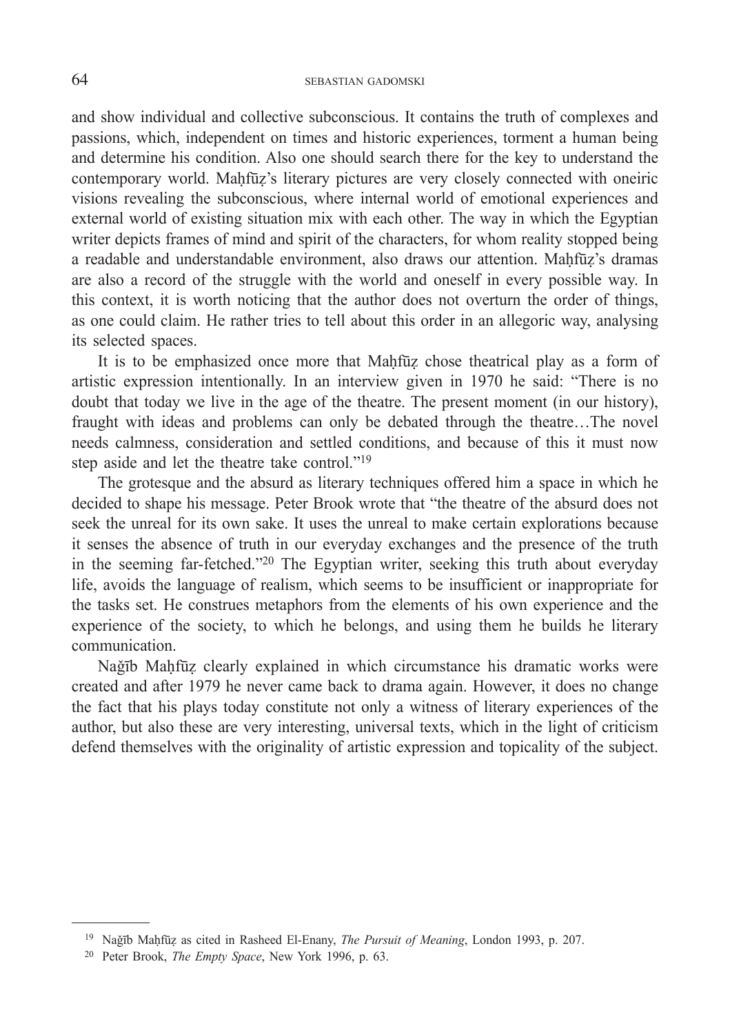and show individual and collective subconscious. It contains the truth of complexes and passions, which, independent on times and historic experiences, torment a human being and determine his condition. Also one should search there for the key to understand the contemporary world. Maḥfūẓ's literary pictures are very closely connected with oneiric visions revealing the subconscious, where internal world of emotional experiences and external world of existing situation mix with each other. The way in which the Egyptian writer depicts frames of mind and spirit of the characters, for whom reality stopped being a readable and understandable environment, also draws our attention. Maḥfūẓ's dramas are also a record of the struggle with the world and oneself in every possible way. In this context, it is worth noticing that the author does not overturn the order of things, as one could claim. He rather tries to tell about this order in an allegoric way, analysing its selected spaces.

It is to be emphasized once more that Maḥfūẓ chose theatrical play as a form of artistic expression intentionally. In an interview given in 1970 he said: "There is no doubt that today we live in the age of the theatre. The present moment (in our history), fraught with ideas and problems can only be debated through the theatre…The novel needs calmness, consideration and settled conditions, and because of this it must now step aside and let the theatre take control."[19]

The grotesque and the absurd as literary techniques offered him a space in which he decided to shape his message. Peter Brook wrote that "the theatre of the absurd does not seek the unreal for its own sake. It uses the unreal to make certain explorations because it senses the absence of truth in our everyday exchanges and the presence of the truth in the seeming far-fetched."[20] The Egyptian writer, seeking this truth about everyday life, avoids the language of realism, which seems to be insufficient or inappropriate for the tasks set. He construes metaphors from the elements of his own experience and the experience of the society, to which he belongs, and using them he builds he literary communication.

Naǧīb Maḥfūẓ clearly explained in which circumstance his dramatic works were created and after 1979 he never came back to drama again. However, it does no change the fact that his plays today constitute not only a witness of literary experiences of the author, but also these are very interesting, universal texts, which in the light of criticism defend themselves with the originality of artistic expression and topicality of the subject.

---

[19] Naǧīb Maḥfūẓ as cited in Rasheed El-Enany, *The Pursuit of Meaning*, London 1993, p. 207.

[20] Peter Brook, *The Empty Space*, New York 1996, p. 63.